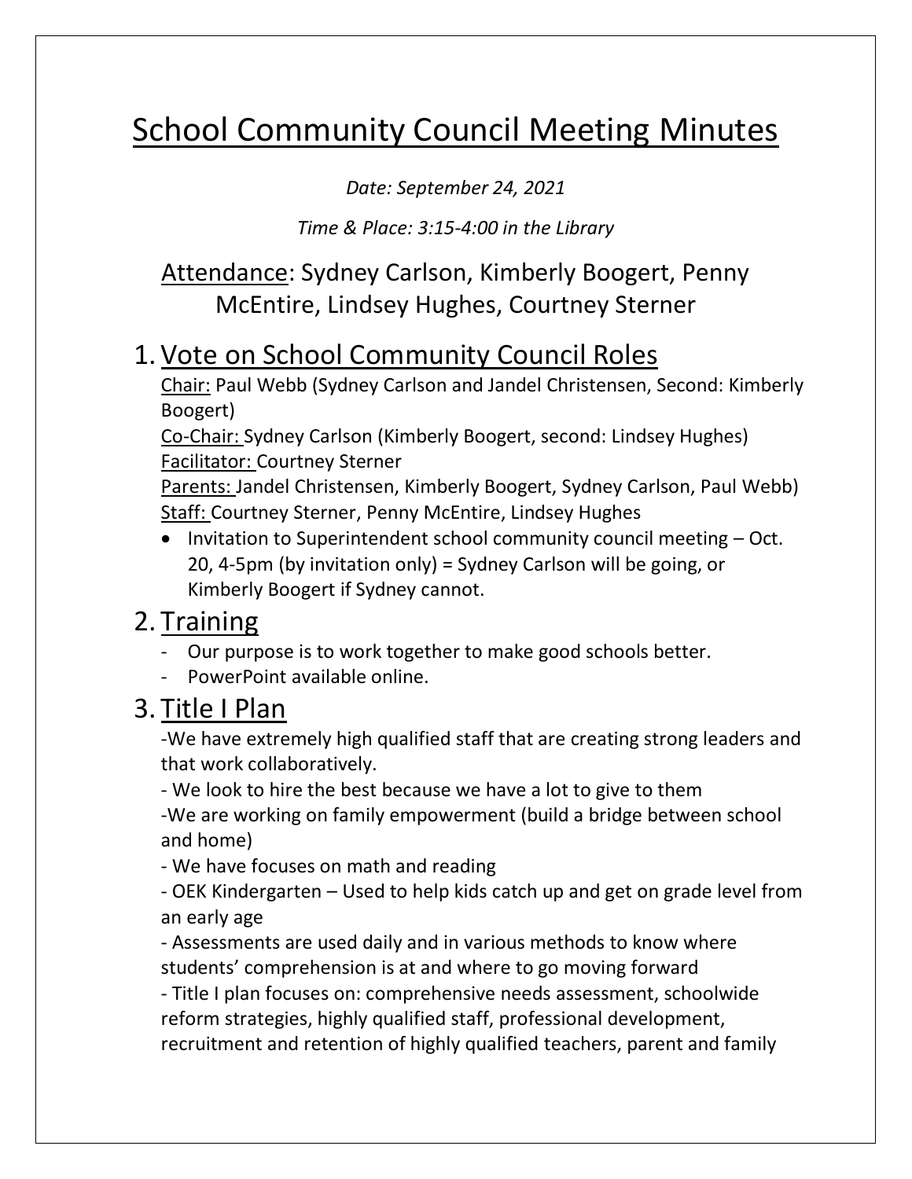# School Community Council Meeting Minutes

*Date: September 24, 2021*

*Time & Place: 3:15-4:00 in the Library*

## Attendance: Sydney Carlson, Kimberly Boogert, Penny McEntire, Lindsey Hughes, Courtney Sterner

## 1. Vote on School Community Council Roles

Chair: Paul Webb (Sydney Carlson and Jandel Christensen, Second: Kimberly Boogert)
Co-Chair: Sydney Carlson (Kimberly Boogert, second: Lindsey Hughes)
Facilitator: Courtney Sterner
Parents: Jandel Christensen, Kimberly Boogert, Sydney Carlson, Paul Webb)
Staff: Courtney Sterner, Penny McEntire, Lindsey Hughes

- Invitation to Superintendent school community council meeting – Oct. 20, 4-5pm (by invitation only) = Sydney Carlson will be going, or Kimberly Boogert if Sydney cannot.

## 2. Training

- Our purpose is to work together to make good schools better.
- PowerPoint available online.

## 3. Title I Plan

-We have extremely high qualified staff that are creating strong leaders and that work collaboratively.
- We look to hire the best because we have a lot to give to them
-We are working on family empowerment (build a bridge between school and home)
- We have focuses on math and reading
- OEK Kindergarten – Used to help kids catch up and get on grade level from an early age
- Assessments are used daily and in various methods to know where students' comprehension is at and where to go moving forward
- Title I plan focuses on: comprehensive needs assessment, schoolwide reform strategies, highly qualified staff, professional development, recruitment and retention of highly qualified teachers, parent and family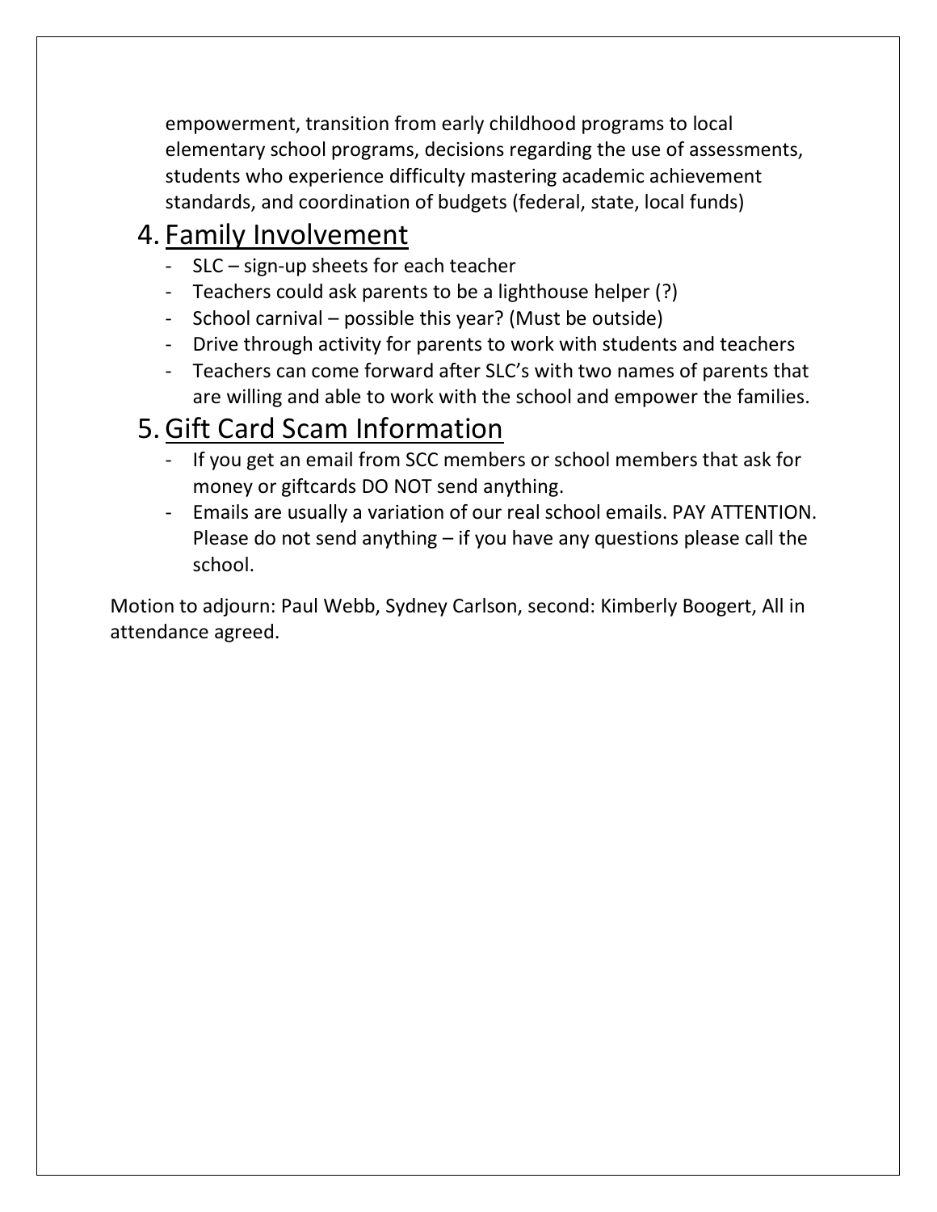empowerment, transition from early childhood programs to local elementary school programs, decisions regarding the use of assessments, students who experience difficulty mastering academic achievement standards, and coordination of budgets (federal, state, local funds)

## 4. Family Involvement

- SLC – sign-up sheets for each teacher
- Teachers could ask parents to be a lighthouse helper (?)
- School carnival – possible this year? (Must be outside)
- Drive through activity for parents to work with students and teachers
- Teachers can come forward after SLC's with two names of parents that are willing and able to work with the school and empower the families.

## 5. Gift Card Scam Information

- If you get an email from SCC members or school members that ask for money or giftcards DO NOT send anything.
- Emails are usually a variation of our real school emails. PAY ATTENTION. Please do not send anything – if you have any questions please call the school.

Motion to adjourn: Paul Webb, Sydney Carlson, second: Kimberly Boogert, All in attendance agreed.